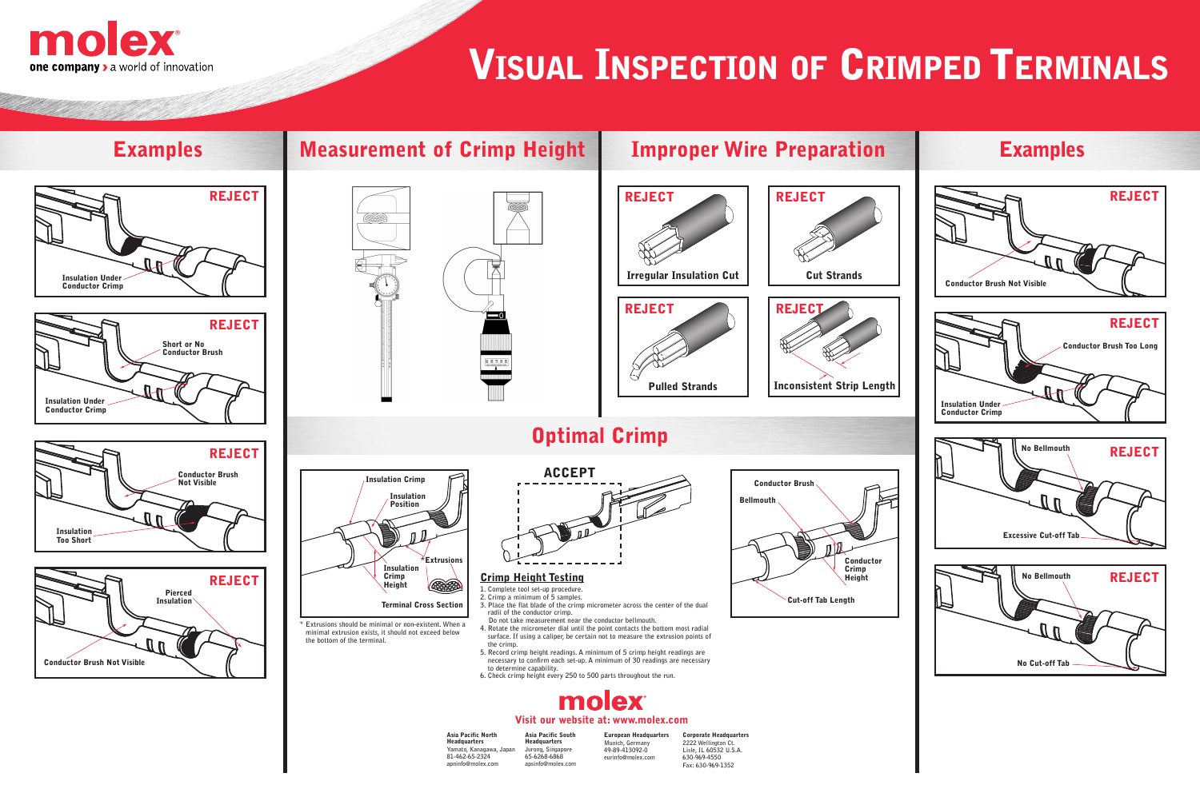# Visual Inspection of Crimped Terminals

molex
one company > a world of innovation

## Examples

**REJECT**
Insulation Under Conductor Crimp

**REJECT**
Short or No Conductor Brush
Insulation Under Conductor Crimp

**REJECT**
Conductor Brush Not Visible
Insulation Too Short

**REJECT**
Pierced Insulation
Conductor Brush Not Visible

## Measurement of Crimp Height

## Improper Wire Preparation

**REJECT**
Irregular Insulation Cut

**REJECT**
Cut Strands

**REJECT**
Pulled Strands

**REJECT**
Inconsistent Strip Length

## Optimal Crimp

Insulation Crimp
Insulation Position
*Extrusions
Insulation Crimp Height
Terminal Cross Section

* Extrusions should be minimal or non-existent. When a minimal extrusion exists, it should not exceed below the bottom of the terminal.

**ACCEPT**

### Crimp Height Testing

1. Complete tool set-up procedure.
2. Crimp a minimum of 5 samples.
3. Place the flat blade of the crimp micrometer across the center of the dual radii of the conductor crimp.
   Do not take measurement near the conductor bellmouth.
4. Rotate the micrometer dial until the point contacts the bottom most radial surface. If using a caliper, be certain not to measure the extrusion points of the crimp.
5. Record crimp height readings. A minimum of 5 crimp height readings are necessary to confirm each set-up. A minimum of 30 readings are necessary to determine capability.
6. Check crimp height every 250 to 500 parts throughout the run.

Conductor Brush
Bellmouth
Conductor Crimp Height
Cut-off Tab Length

molex
Visit our website at: www.molex.com

**Asia Pacific North Headquarters**
Yamato, Kanagawa, Japan
81-462-65-2324
apninfo@molex.com

**Asia Pacific South Headquarters**
Jurong, Singapore
65-6268-6868
apsinfo@molex.com

**European Headquarters**
Munich, Germany
49-89-413092-0
eurinfo@molex.com

**Corporate Headquarters**
2222 Wellington Ct.
Lisle, IL 60532 U.S.A.
630-969-4550
Fax: 630-969-1352

## Examples

**REJECT**
Conductor Brush Not Visible

**REJECT**
Conductor Brush Too Long
Insulation Under Conductor Crimp

**REJECT**
No Bellmouth
Excessive Cut-off Tab

**REJECT**
No Bellmouth
No Cut-off Tab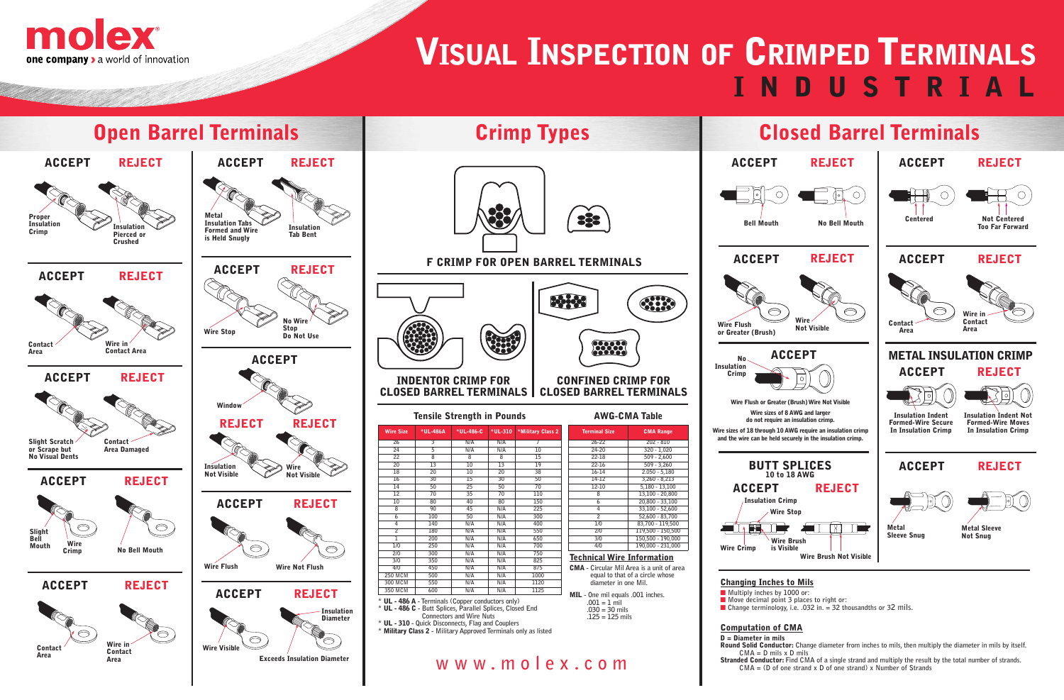# molex

one company > a world of innovation

# Visual Inspection of Crimped Terminals

# INDUSTRIAL

## Open Barrel Terminals

**ACCEPT** — Proper Insulation Crimp
**REJECT** — Insulation Pierced or Crushed

**ACCEPT** — Metal Insulation Tabs Formed and Wire is Held Snugly
**REJECT** — Insulation Tab Bent

**ACCEPT** — Contact Area
**REJECT** — Wire in Contact Area

**ACCEPT** — Wire Stop
**REJECT** — No Wire Stop Do Not Use

**ACCEPT** — Slight Scratch or Scrape but No Visual Dents
**REJECT** — Contact Area Damaged

**ACCEPT** — Window

**REJECT** — Insulation Not Visible
**REJECT** — Wire Not Visible

**ACCEPT** — Slight Bell Mouth, Wire Crimp
**REJECT** — No Bell Mouth

**ACCEPT** — Wire Flush
**REJECT** — Wire Not Flush

**ACCEPT** — Contact Area
**REJECT** — Wire in Contact Area

**ACCEPT** — Wire Visible
**REJECT** — Insulation Diameter, Exceeds Insulation Diameter

## Crimp Types

**F CRIMP FOR OPEN BARREL TERMINALS**

**INDENTOR CRIMP FOR CLOSED BARREL TERMINALS**

**CONFINED CRIMP FOR CLOSED BARREL TERMINALS**

### Tensile Strength in Pounds

| Wire Size | *UL-486A | *UL-486-C | *UL-310 | *Military Class 2 |
|---|---|---|---|---|
| 26 | 3 | N/A | N/A | 7 |
| 24 | 5 | N/A | N/A | 10 |
| 22 | 8 | 8 | 8 | 15 |
| 20 | 13 | 10 | 13 | 19 |
| 18 | 20 | 10 | 20 | 38 |
| 16 | 30 | 15 | 30 | 50 |
| 14 | 50 | 25 | 50 | 70 |
| 12 | 70 | 35 | 70 | 110 |
| 10 | 80 | 40 | 80 | 150 |
| 8 | 90 | 45 | N/A | 225 |
| 6 | 100 | 50 | N/A | 300 |
| 4 | 140 | N/A | N/A | 400 |
| 2 | 180 | N/A | N/A | 550 |
| 1 | 200 | N/A | N/A | 650 |
| 1/0 | 250 | N/A | N/A | 700 |
| 2/0 | 300 | N/A | N/A | 750 |
| 3/0 | 350 | N/A | N/A | 825 |
| 4/0 | 450 | N/A | N/A | 875 |
| 250 MCM | 500 | N/A | N/A | 1000 |
| 300 MCM | 550 | N/A | N/A | 1120 |
| 350 MCM | 600 | N/A | N/A | 1125 |

* **UL - 486 A** - Terminals (Copper conductors only)
* **UL - 486 C** - Butt Splices, Parallel Splices, Closed End Connectors and Wire Nuts
* **UL - 310** - Quick Disconnects, Flag and Couplers
* **Military Class 2** - Military Approved Terminals only as listed

### AWG-CMA Table

| Terminal Size | CMA Range |
|---|---|
| 26-22 | 202 - 810 |
| 24-20 | 320 - 1,020 |
| 22-18 | 509 - 2,600 |
| 22-16 | 509 - 3,260 |
| 16-14 | 2,050 - 5,180 |
| 14-12 | 3,260 - 8,213 |
| 12-10 | 5,180 - 13,100 |
| 8 | 13,100 - 20,800 |
| 6 | 20,800 - 33,100 |
| 4 | 33,100 - 52,600 |
| 2 | 52,600 - 83,700 |
| 1/0 | 83,700 - 119,500 |
| 2/0 | 119,500 - 150,500 |
| 3/0 | 150,500 - 190,000 |
| 4/0 | 190,000 - 231,000 |

### Technical Wire Information

**CMA** - Circular Mil Area is a unit of area equal to that of a circle whose diameter in one Mil.

**MIL** - One mil equals .001 inches.
.001 = 1 mil
.030 = 30 mils
.125 = 125 mils

www.molex.com

## Closed Barrel Terminals

**ACCEPT** — Bell Mouth
**REJECT** — No Bell Mouth

**ACCEPT** — Centered
**REJECT** — Not Centered Too Far Forward

**ACCEPT** — Wire Flush or Greater (Brush)
**REJECT** — Wire Not Visible

**ACCEPT** — Contact Area
**REJECT** — Wire in Contact Area

**ACCEPT** — No Insulation Crimp

Wire Flush or Greater (Brush) Wire Not Visible

Wire sizes of 8 AWG and larger do not require an insulation crimp.

Wire sizes of 18 through 10 AWG require an insulation crimp and the wire can be held securely in the insulation crimp.

### METAL INSULATION CRIMP

**ACCEPT** — Insulation Indent Formed-Wire Secure In Insulation Crimp
**REJECT** — Insulation Indent Not Formed-Wire Moves In Insulation Crimp

### BUTT SPLICES
10 to 18 AWG

**ACCEPT** — Insulation Crimp, Wire Stop, Wire Crimp, Wire Brush is Visible
**REJECT** — Wire Brush Not Visible

**ACCEPT** — Metal Sleeve Snug
**REJECT** — Metal Sleeve Not Snug

### Changing Inches to Mils

- Multiply inches by 1000 or:
- Move decimal point 3 places to right or:
- Change terminology, i.e. .032 in. = 32 thousandths or 32 mils.

### Computation of CMA

**D = Diameter in mils**

**Round Solid Conductor:** Change diameter from inches to mils, then multiply the diameter in mils by itself.
CMA = D mils x D mils

**Stranded Conductor:** Find CMA of a single strand and multiply the result by the total number of strands.
CMA = (D of one strand x D of one strand) x Number of Strands